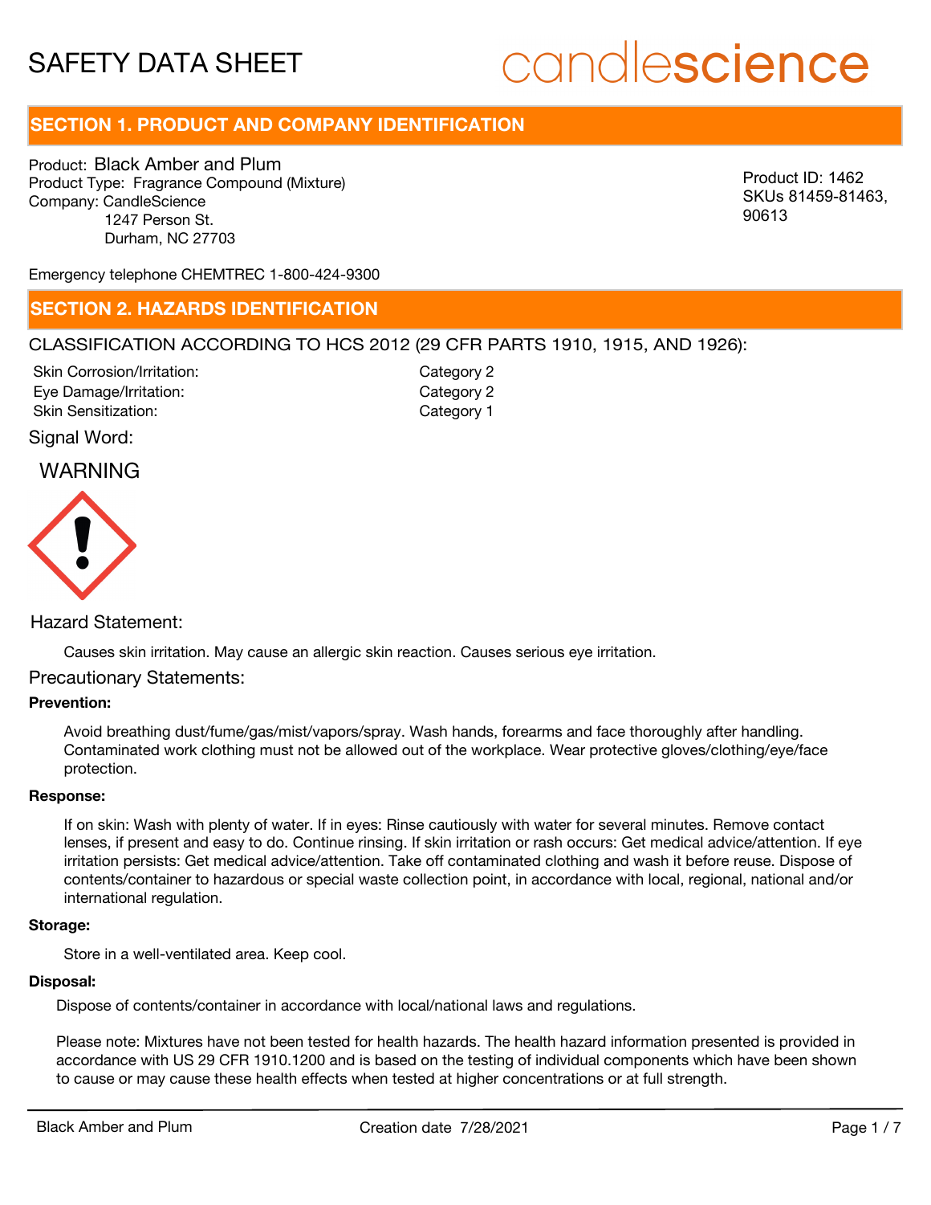# SAFETY DATA SHEET

candlescience

## SECTION 1. PRODUCT AND COMPANY IDENTIFICATION

Product: Black Amber and Plum
Product Type: Fragrance Compound (Mixture)
Company: CandleScience
1247 Person St.
Durham, NC 27703

Product ID: 1462
SKUs 81459-81463, 90613

Emergency telephone CHEMTREC 1-800-424-9300

## SECTION 2. HAZARDS IDENTIFICATION

CLASSIFICATION ACCORDING TO HCS 2012 (29 CFR PARTS 1910, 1915, AND 1926):

| | |
|---|---|
| Skin Corrosion/Irritation: | Category 2 |
| Eye Damage/Irritation: | Category 2 |
| Skin Sensitization: | Category 1 |

Signal Word:

WARNING

Hazard Statement:

Causes skin irritation. May cause an allergic skin reaction. Causes serious eye irritation.

Precautionary Statements:

**Prevention:**

Avoid breathing dust/fume/gas/mist/vapors/spray. Wash hands, forearms and face thoroughly after handling. Contaminated work clothing must not be allowed out of the workplace. Wear protective gloves/clothing/eye/face protection.

**Response:**

If on skin: Wash with plenty of water. If in eyes: Rinse cautiously with water for several minutes. Remove contact lenses, if present and easy to do. Continue rinsing. If skin irritation or rash occurs: Get medical advice/attention. If eye irritation persists: Get medical advice/attention. Take off contaminated clothing and wash it before reuse. Dispose of contents/container to hazardous or special waste collection point, in accordance with local, regional, national and/or international regulation.

**Storage:**

Store in a well-ventilated area. Keep cool.

**Disposal:**

Dispose of contents/container in accordance with local/national laws and regulations.

Please note: Mixtures have not been tested for health hazards. The health hazard information presented is provided in accordance with US 29 CFR 1910.1200 and is based on the testing of individual components which have been shown to cause or may cause these health effects when tested at higher concentrations or at full strength.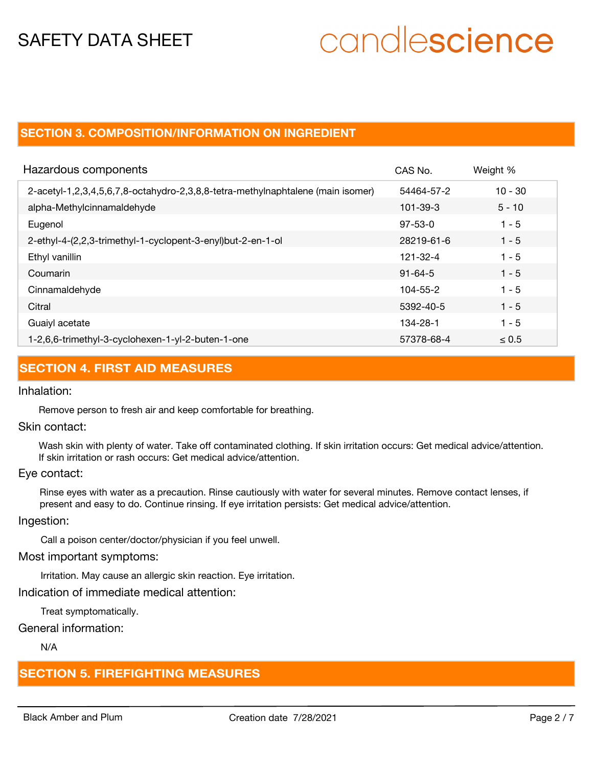## SECTION 3. COMPOSITION/INFORMATION ON INGREDIENT

| Hazardous components | CAS No. | Weight % |
|---|---|---|
| 2-acetyl-1,2,3,4,5,6,7,8-octahydro-2,3,8,8-tetra-methylnaphtalene (main isomer) | 54464-57-2 | 10 - 30 |
| alpha-Methylcinnamaldehyde | 101-39-3 | 5 - 10 |
| Eugenol | 97-53-0 | 1 - 5 |
| 2-ethyl-4-(2,2,3-trimethyl-1-cyclopent-3-enyl)but-2-en-1-ol | 28219-61-6 | 1 - 5 |
| Ethyl vanillin | 121-32-4 | 1 - 5 |
| Coumarin | 91-64-5 | 1 - 5 |
| Cinnamaldehyde | 104-55-2 | 1 - 5 |
| Citral | 5392-40-5 | 1 - 5 |
| Guaiyl acetate | 134-28-1 | 1 - 5 |
| 1-2,6,6-trimethyl-3-cyclohexen-1-yl-2-buten-1-one | 57378-68-4 | ≤ 0.5 |

## SECTION 4. FIRST AID MEASURES

Inhalation:

Remove person to fresh air and keep comfortable for breathing.

Skin contact:

Wash skin with plenty of water. Take off contaminated clothing. If skin irritation occurs: Get medical advice/attention. If skin irritation or rash occurs: Get medical advice/attention.

Eye contact:

Rinse eyes with water as a precaution. Rinse cautiously with water for several minutes. Remove contact lenses, if present and easy to do. Continue rinsing. If eye irritation persists: Get medical advice/attention.

Ingestion:

Call a poison center/doctor/physician if you feel unwell.

Most important symptoms:

Irritation. May cause an allergic skin reaction. Eye irritation.

Indication of immediate medical attention:

Treat symptomatically.

General information:

N/A

## SECTION 5. FIREFIGHTING MEASURES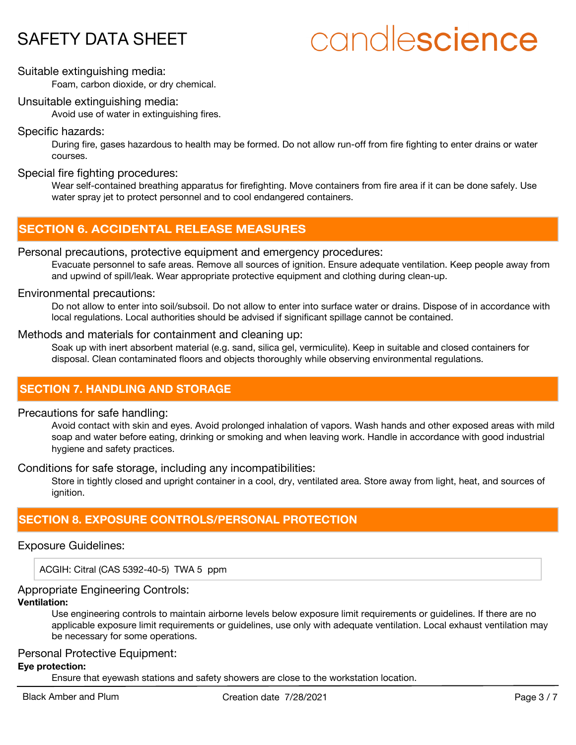Suitable extinguishing media:

Foam, carbon dioxide, or dry chemical.

Unsuitable extinguishing media:

Avoid use of water in extinguishing fires.

Specific hazards:

During fire, gases hazardous to health may be formed. Do not allow run-off from fire fighting to enter drains or water courses.

Special fire fighting procedures:

Wear self-contained breathing apparatus for firefighting. Move containers from fire area if it can be done safely. Use water spray jet to protect personnel and to cool endangered containers.

## SECTION 6. ACCIDENTAL RELEASE MEASURES

Personal precautions, protective equipment and emergency procedures:

Evacuate personnel to safe areas. Remove all sources of ignition. Ensure adequate ventilation. Keep people away from and upwind of spill/leak. Wear appropriate protective equipment and clothing during clean-up.

Environmental precautions:

Do not allow to enter into soil/subsoil. Do not allow to enter into surface water or drains. Dispose of in accordance with local regulations. Local authorities should be advised if significant spillage cannot be contained.

Methods and materials for containment and cleaning up:

Soak up with inert absorbent material (e.g. sand, silica gel, vermiculite). Keep in suitable and closed containers for disposal. Clean contaminated floors and objects thoroughly while observing environmental regulations.

## SECTION 7. HANDLING AND STORAGE

Precautions for safe handling:

Avoid contact with skin and eyes. Avoid prolonged inhalation of vapors. Wash hands and other exposed areas with mild soap and water before eating, drinking or smoking and when leaving work. Handle in accordance with good industrial hygiene and safety practices.

Conditions for safe storage, including any incompatibilities:

Store in tightly closed and upright container in a cool, dry, ventilated area. Store away from light, heat, and sources of ignition.

## SECTION 8. EXPOSURE CONTROLS/PERSONAL PROTECTION

Exposure Guidelines:

ACGIH: Citral (CAS 5392-40-5) TWA 5 ppm

Appropriate Engineering Controls:

**Ventilation:**

Use engineering controls to maintain airborne levels below exposure limit requirements or guidelines. If there are no applicable exposure limit requirements or guidelines, use only with adequate ventilation. Local exhaust ventilation may be necessary for some operations.

Personal Protective Equipment:

**Eye protection:**

Ensure that eyewash stations and safety showers are close to the workstation location.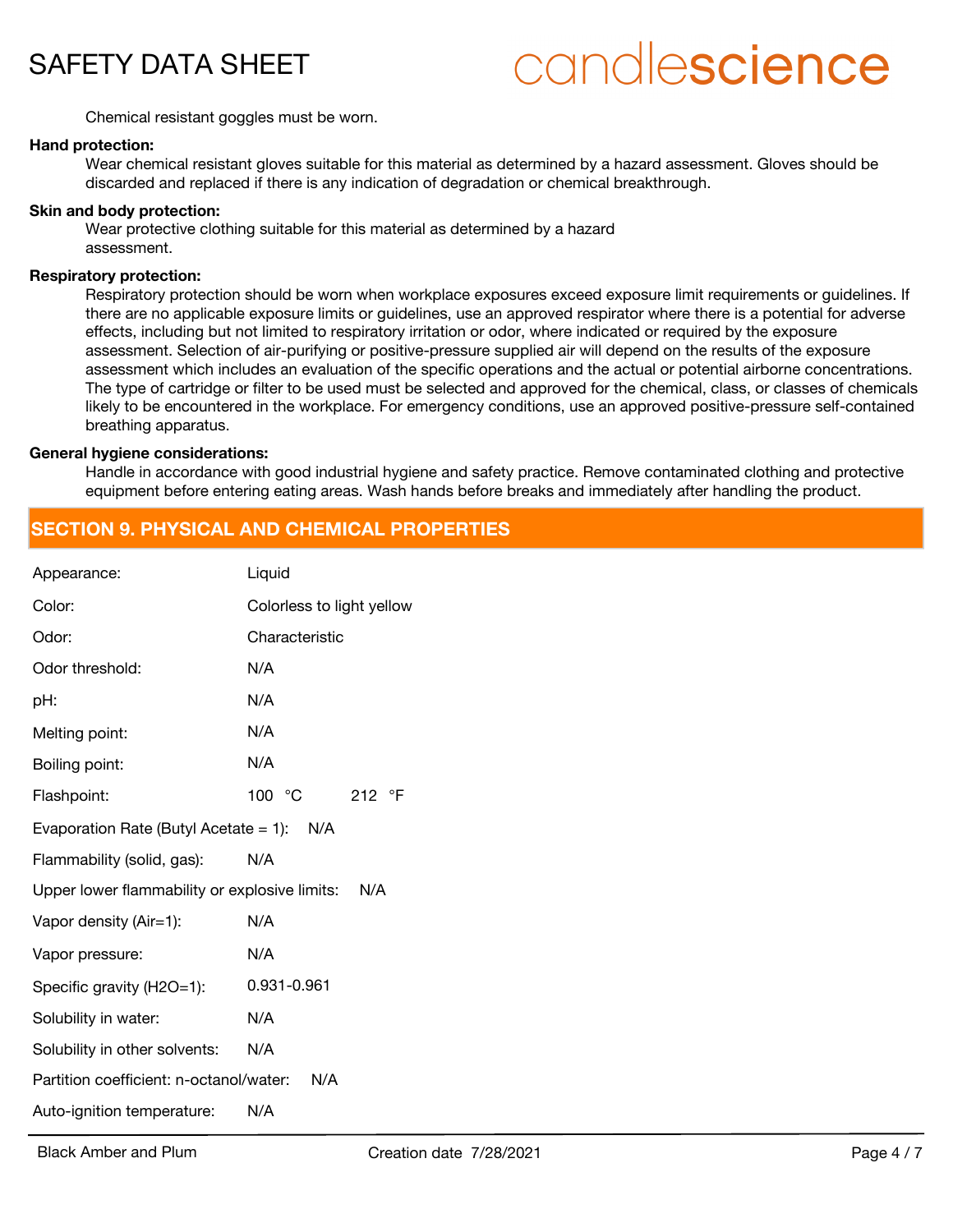Chemical resistant goggles must be worn.

**Hand protection:**

Wear chemical resistant gloves suitable for this material as determined by a hazard assessment. Gloves should be discarded and replaced if there is any indication of degradation or chemical breakthrough.

**Skin and body protection:**

Wear protective clothing suitable for this material as determined by a hazard assessment.

**Respiratory protection:**

Respiratory protection should be worn when workplace exposures exceed exposure limit requirements or guidelines. If there are no applicable exposure limits or guidelines, use an approved respirator where there is a potential for adverse effects, including but not limited to respiratory irritation or odor, where indicated or required by the exposure assessment. Selection of air-purifying or positive-pressure supplied air will depend on the results of the exposure assessment which includes an evaluation of the specific operations and the actual or potential airborne concentrations. The type of cartridge or filter to be used must be selected and approved for the chemical, class, or classes of chemicals likely to be encountered in the workplace. For emergency conditions, use an approved positive-pressure self-contained breathing apparatus.

**General hygiene considerations:**

Handle in accordance with good industrial hygiene and safety practice. Remove contaminated clothing and protective equipment before entering eating areas. Wash hands before breaks and immediately after handling the product.

## SECTION 9. PHYSICAL AND CHEMICAL PROPERTIES

Appearance: Liquid

Color: Colorless to light yellow

Odor: Characteristic

Odor threshold: N/A

pH: N/A

Melting point: N/A

Boiling point: N/A

Flashpoint: 100 °C 212 °F

Evaporation Rate (Butyl Acetate = 1): N/A

Flammability (solid, gas): N/A

Upper lower flammability or explosive limits: N/A

Vapor density (Air=1): N/A

Vapor pressure: N/A

Specific gravity (H2O=1): 0.931-0.961

Solubility in water: N/A

Solubility in other solvents: N/A

Partition coefficient: n-octanol/water: N/A

Auto-ignition temperature: N/A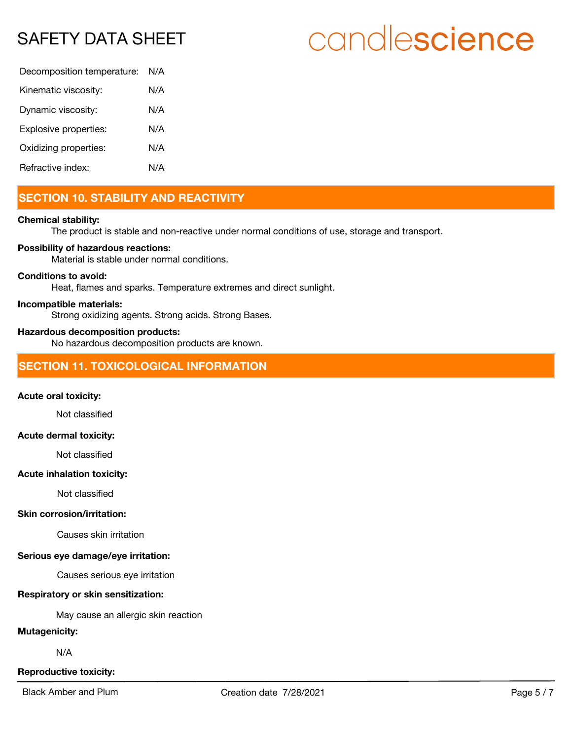| | |
|---|---|
| Decomposition temperature: | N/A |
| Kinematic viscosity: | N/A |
| Dynamic viscosity: | N/A |
| Explosive properties: | N/A |
| Oxidizing properties: | N/A |
| Refractive index: | N/A |

## SECTION 10. STABILITY AND REACTIVITY

**Chemical stability:**

The product is stable and non-reactive under normal conditions of use, storage and transport.

**Possibility of hazardous reactions:**

Material is stable under normal conditions.

**Conditions to avoid:**

Heat, flames and sparks. Temperature extremes and direct sunlight.

**Incompatible materials:**

Strong oxidizing agents. Strong acids. Strong Bases.

**Hazardous decomposition products:**

No hazardous decomposition products are known.

## SECTION 11. TOXICOLOGICAL INFORMATION

**Acute oral toxicity:**

Not classified

**Acute dermal toxicity:**

Not classified

**Acute inhalation toxicity:**

Not classified

**Skin corrosion/irritation:**

Causes skin irritation

**Serious eye damage/eye irritation:**

Causes serious eye irritation

**Respiratory or skin sensitization:**

May cause an allergic skin reaction

**Mutagenicity:**

N/A

**Reproductive toxicity:**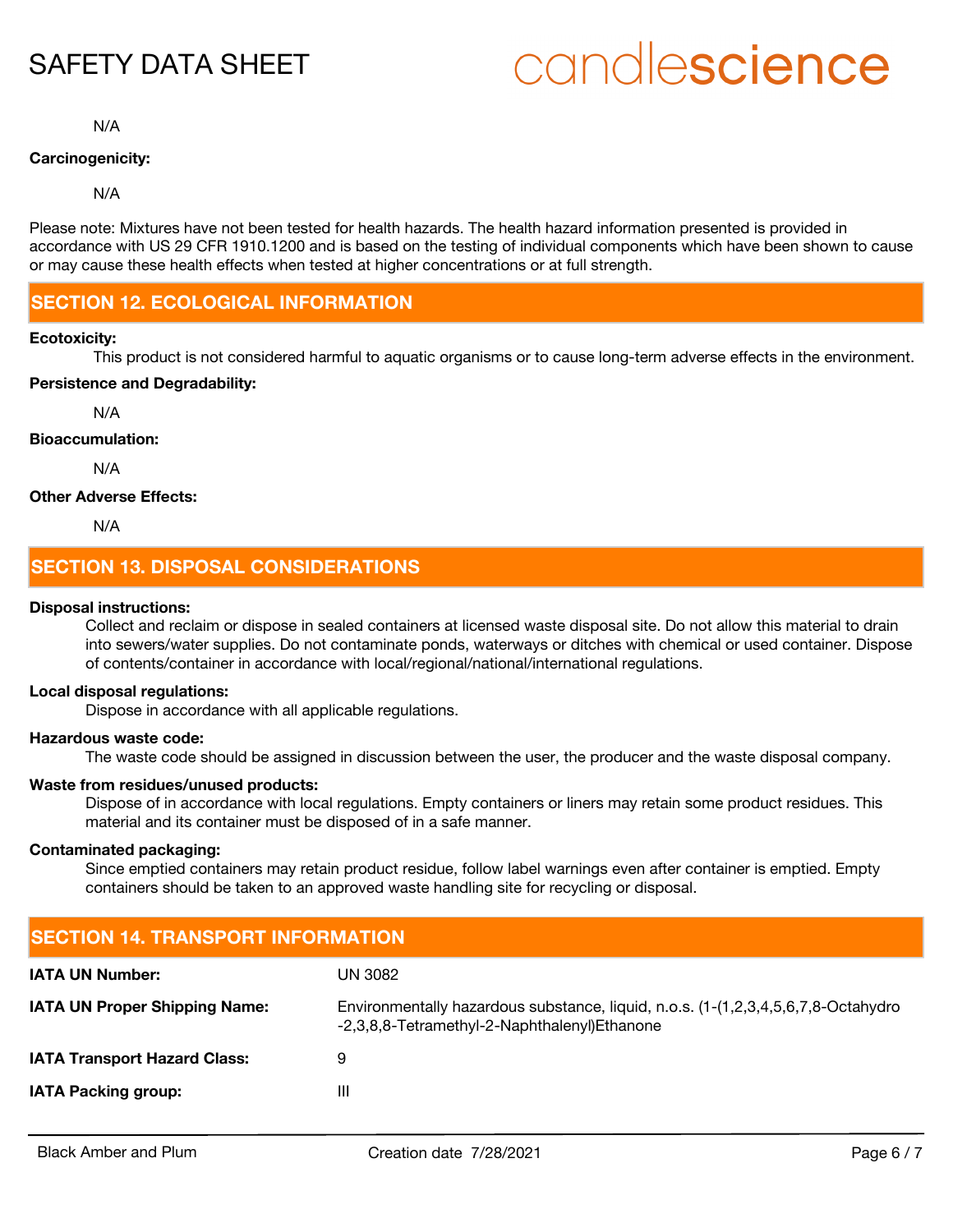N/A

**Carcinogenicity:**

N/A

Please note: Mixtures have not been tested for health hazards. The health hazard information presented is provided in accordance with US 29 CFR 1910.1200 and is based on the testing of individual components which have been shown to cause or may cause these health effects when tested at higher concentrations or at full strength.

## SECTION 12. ECOLOGICAL INFORMATION

**Ecotoxicity:**

This product is not considered harmful to aquatic organisms or to cause long-term adverse effects in the environment.

**Persistence and Degradability:**

N/A

**Bioaccumulation:**

N/A

**Other Adverse Effects:**

N/A

## SECTION 13. DISPOSAL CONSIDERATIONS

**Disposal instructions:**

Collect and reclaim or dispose in sealed containers at licensed waste disposal site. Do not allow this material to drain into sewers/water supplies. Do not contaminate ponds, waterways or ditches with chemical or used container. Dispose of contents/container in accordance with local/regional/national/international regulations.

**Local disposal regulations:**

Dispose in accordance with all applicable regulations.

**Hazardous waste code:**

The waste code should be assigned in discussion between the user, the producer and the waste disposal company.

**Waste from residues/unused products:**

Dispose of in accordance with local regulations. Empty containers or liners may retain some product residues. This material and its container must be disposed of in a safe manner.

**Contaminated packaging:**

Since emptied containers may retain product residue, follow label warnings even after container is emptied. Empty containers should be taken to an approved waste handling site for recycling or disposal.

## SECTION 14. TRANSPORT INFORMATION

| | |
|---|---|
| **IATA UN Number:** | UN 3082 |
| **IATA UN Proper Shipping Name:** | Environmentally hazardous substance, liquid, n.o.s. (1-(1,2,3,4,5,6,7,8-Octahydro -2,3,8,8-Tetramethyl-2-Naphthalenyl)Ethanone |
| **IATA Transport Hazard Class:** | 9 |
| **IATA Packing group:** | III |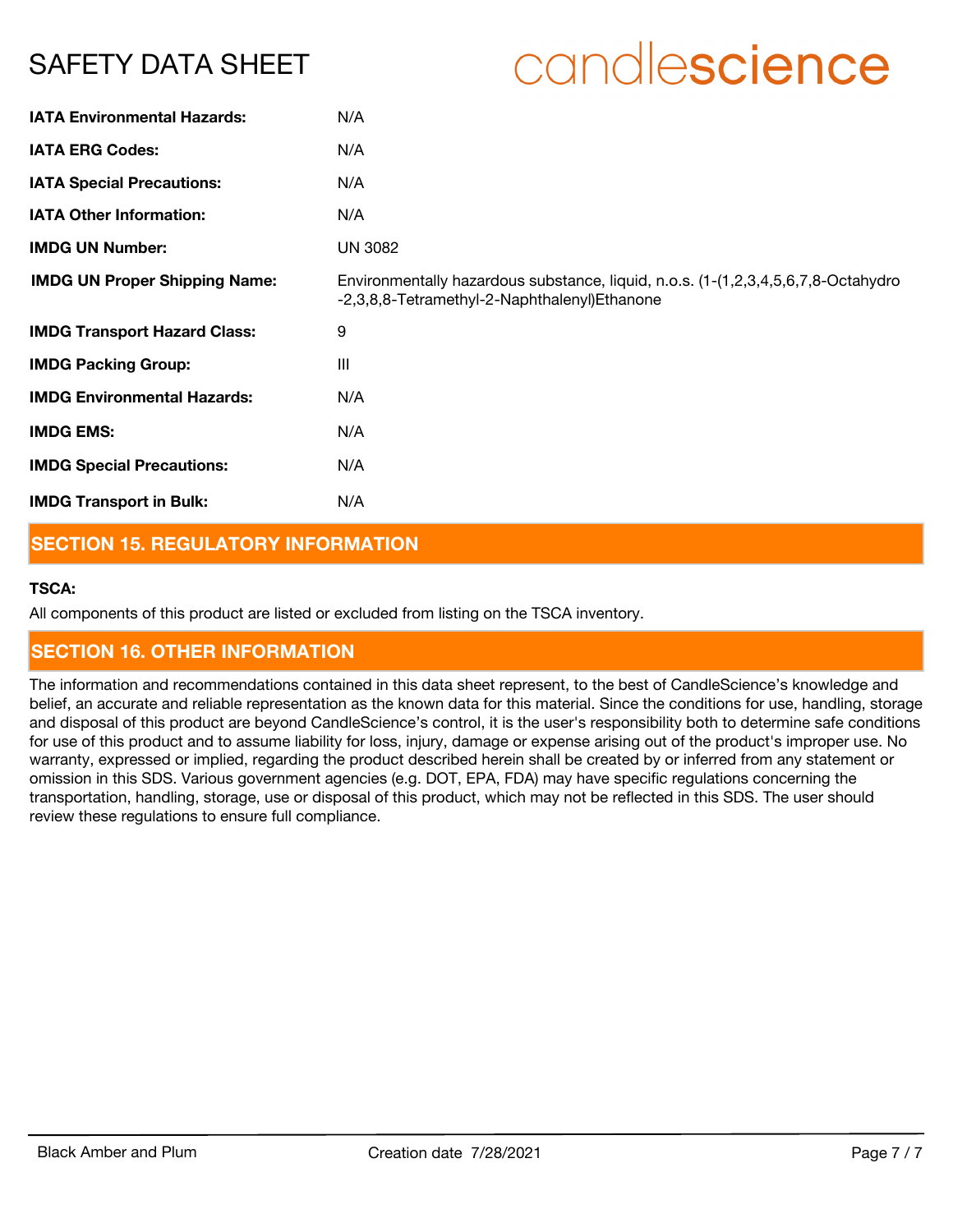| | |
|---|---|
| **IATA Environmental Hazards:** | N/A |
| **IATA ERG Codes:** | N/A |
| **IATA Special Precautions:** | N/A |
| **IATA Other Information:** | N/A |
| **IMDG UN Number:** | UN 3082 |
| **IMDG UN Proper Shipping Name:** | Environmentally hazardous substance, liquid, n.o.s. (1-(1,2,3,4,5,6,7,8-Octahydro -2,3,8,8-Tetramethyl-2-Naphthalenyl)Ethanone |
| **IMDG Transport Hazard Class:** | 9 |
| **IMDG Packing Group:** | III |
| **IMDG Environmental Hazards:** | N/A |
| **IMDG EMS:** | N/A |
| **IMDG Special Precautions:** | N/A |
| **IMDG Transport in Bulk:** | N/A |

## SECTION 15. REGULATORY INFORMATION

**TSCA:**

All components of this product are listed or excluded from listing on the TSCA inventory.

## SECTION 16. OTHER INFORMATION

The information and recommendations contained in this data sheet represent, to the best of CandleScience's knowledge and belief, an accurate and reliable representation as the known data for this material. Since the conditions for use, handling, storage and disposal of this product are beyond CandleScience's control, it is the user's responsibility both to determine safe conditions for use of this product and to assume liability for loss, injury, damage or expense arising out of the product's improper use. No warranty, expressed or implied, regarding the product described herein shall be created by or inferred from any statement or omission in this SDS. Various government agencies (e.g. DOT, EPA, FDA) may have specific regulations concerning the transportation, handling, storage, use or disposal of this product, which may not be reflected in this SDS. The user should review these regulations to ensure full compliance.